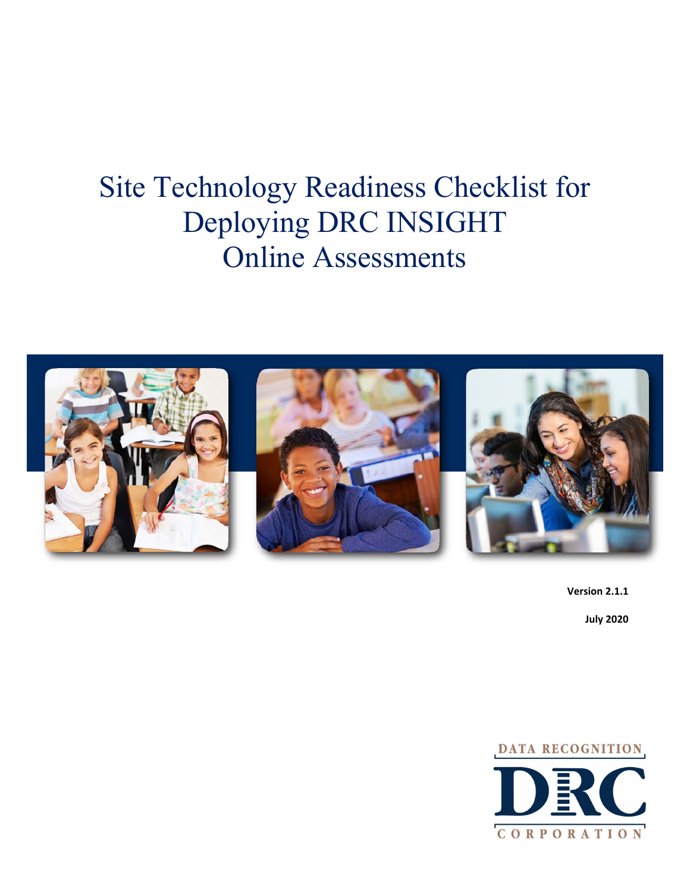# Site Technology Readiness Checklist for Deploying DRC INSIGHT Online Assessments

**Version 2.1.1**

**July 2020**

DATA RECOGNITION
DRC
CORPORATION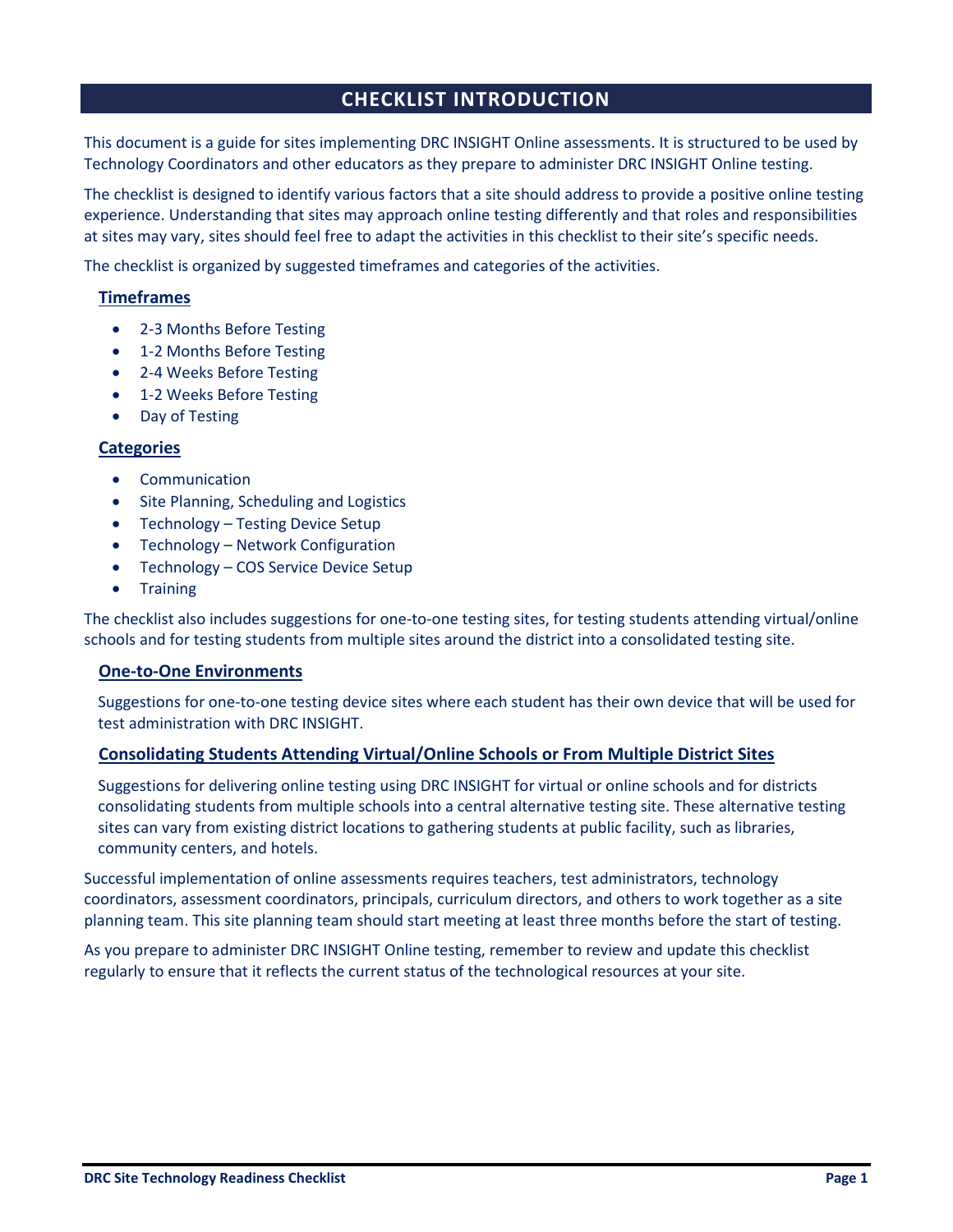# CHECKLIST INTRODUCTION

This document is a guide for sites implementing DRC INSIGHT Online assessments. It is structured to be used by Technology Coordinators and other educators as they prepare to administer DRC INSIGHT Online testing.

The checklist is designed to identify various factors that a site should address to provide a positive online testing experience. Understanding that sites may approach online testing differently and that roles and responsibilities at sites may vary, sites should feel free to adapt the activities in this checklist to their site's specific needs.

The checklist is organized by suggested timeframes and categories of the activities.

## Timeframes

- 2-3 Months Before Testing
- 1-2 Months Before Testing
- 2-4 Weeks Before Testing
- 1-2 Weeks Before Testing
- Day of Testing

## Categories

- Communication
- Site Planning, Scheduling and Logistics
- Technology – Testing Device Setup
- Technology – Network Configuration
- Technology – COS Service Device Setup
- Training

The checklist also includes suggestions for one-to-one testing sites, for testing students attending virtual/online schools and for testing students from multiple sites around the district into a consolidated testing site.

## One-to-One Environments

Suggestions for one-to-one testing device sites where each student has their own device that will be used for test administration with DRC INSIGHT.

## Consolidating Students Attending Virtual/Online Schools or From Multiple District Sites

Suggestions for delivering online testing using DRC INSIGHT for virtual or online schools and for districts consolidating students from multiple schools into a central alternative testing site. These alternative testing sites can vary from existing district locations to gathering students at public facility, such as libraries, community centers, and hotels.

Successful implementation of online assessments requires teachers, test administrators, technology coordinators, assessment coordinators, principals, curriculum directors, and others to work together as a site planning team. This site planning team should start meeting at least three months before the start of testing.

As you prepare to administer DRC INSIGHT Online testing, remember to review and update this checklist regularly to ensure that it reflects the current status of the technological resources at your site.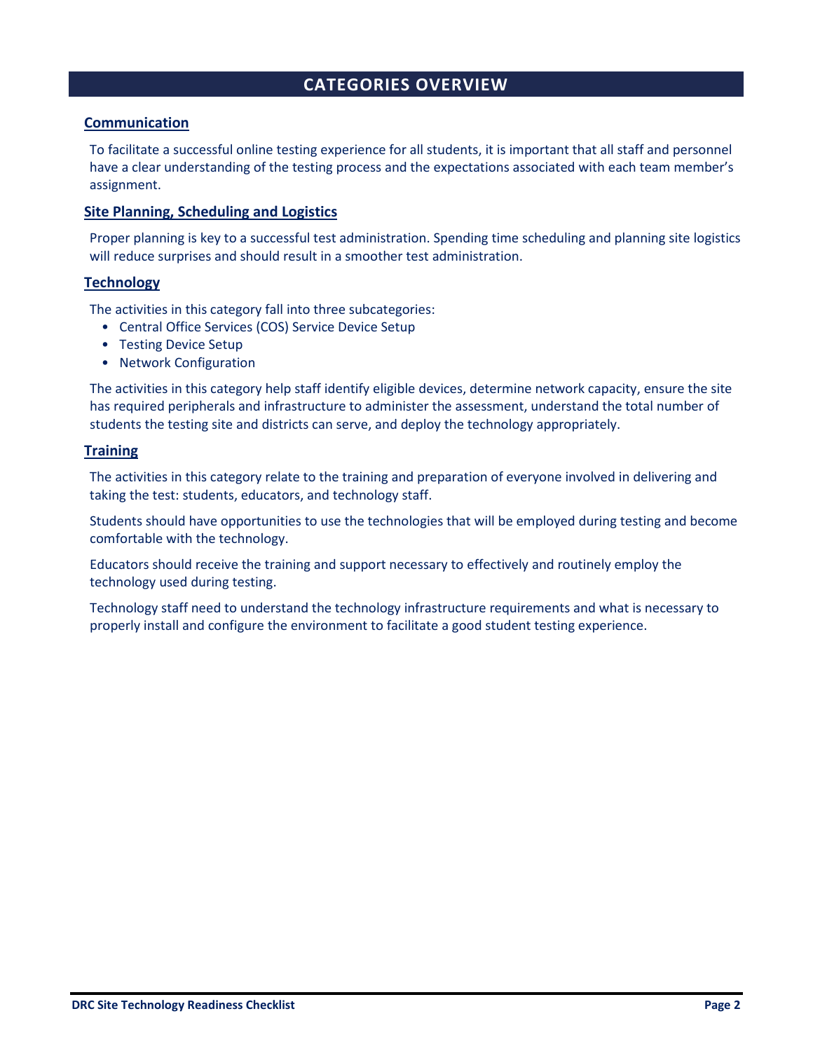# CATEGORIES OVERVIEW

## Communication

To facilitate a successful online testing experience for all students, it is important that all staff and personnel have a clear understanding of the testing process and the expectations associated with each team member's assignment.

## Site Planning, Scheduling and Logistics

Proper planning is key to a successful test administration. Spending time scheduling and planning site logistics will reduce surprises and should result in a smoother test administration.

## Technology

The activities in this category fall into three subcategories:

- Central Office Services (COS) Service Device Setup
- Testing Device Setup
- Network Configuration

The activities in this category help staff identify eligible devices, determine network capacity, ensure the site has required peripherals and infrastructure to administer the assessment, understand the total number of students the testing site and districts can serve, and deploy the technology appropriately.

## Training

The activities in this category relate to the training and preparation of everyone involved in delivering and taking the test: students, educators, and technology staff.

Students should have opportunities to use the technologies that will be employed during testing and become comfortable with the technology.

Educators should receive the training and support necessary to effectively and routinely employ the technology used during testing.

Technology staff need to understand the technology infrastructure requirements and what is necessary to properly install and configure the environment to facilitate a good student testing experience.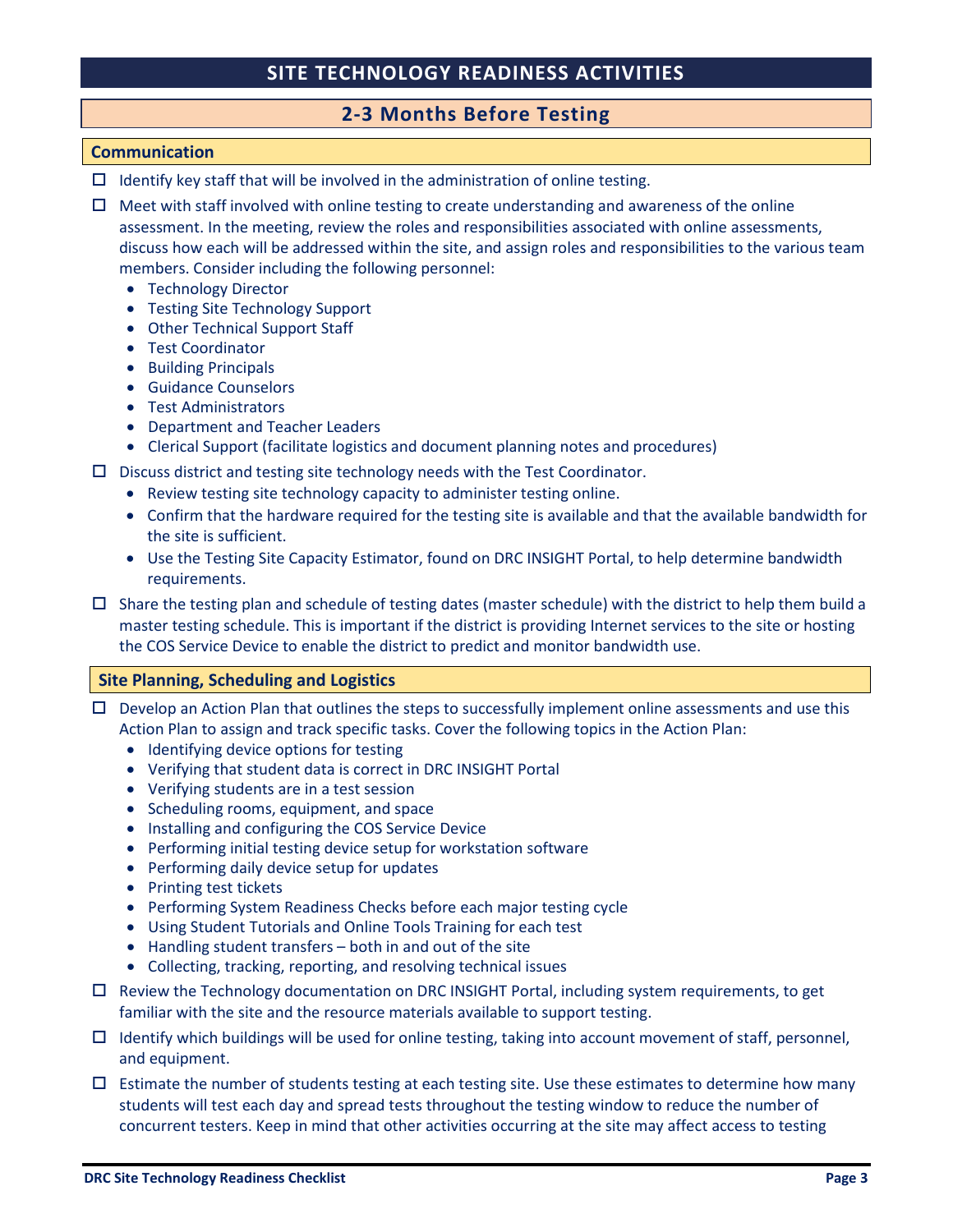# SITE TECHNOLOGY READINESS ACTIVITIES

## 2-3 Months Before Testing

### Communication

- ☐ Identify key staff that will be involved in the administration of online testing.
- ☐ Meet with staff involved with online testing to create understanding and awareness of the online assessment. In the meeting, review the roles and responsibilities associated with online assessments, discuss how each will be addressed within the site, and assign roles and responsibilities to the various team members. Consider including the following personnel:
  - Technology Director
  - Testing Site Technology Support
  - Other Technical Support Staff
  - Test Coordinator
  - Building Principals
  - Guidance Counselors
  - Test Administrators
  - Department and Teacher Leaders
  - Clerical Support (facilitate logistics and document planning notes and procedures)
- ☐ Discuss district and testing site technology needs with the Test Coordinator.
  - Review testing site technology capacity to administer testing online.
  - Confirm that the hardware required for the testing site is available and that the available bandwidth for the site is sufficient.
  - Use the Testing Site Capacity Estimator, found on DRC INSIGHT Portal, to help determine bandwidth requirements.
- ☐ Share the testing plan and schedule of testing dates (master schedule) with the district to help them build a master testing schedule. This is important if the district is providing Internet services to the site or hosting the COS Service Device to enable the district to predict and monitor bandwidth use.

### Site Planning, Scheduling and Logistics

- ☐ Develop an Action Plan that outlines the steps to successfully implement online assessments and use this Action Plan to assign and track specific tasks. Cover the following topics in the Action Plan:
  - Identifying device options for testing
  - Verifying that student data is correct in DRC INSIGHT Portal
  - Verifying students are in a test session
  - Scheduling rooms, equipment, and space
  - Installing and configuring the COS Service Device
  - Performing initial testing device setup for workstation software
  - Performing daily device setup for updates
  - Printing test tickets
  - Performing System Readiness Checks before each major testing cycle
  - Using Student Tutorials and Online Tools Training for each test
  - Handling student transfers – both in and out of the site
  - Collecting, tracking, reporting, and resolving technical issues
- ☐ Review the Technology documentation on DRC INSIGHT Portal, including system requirements, to get familiar with the site and the resource materials available to support testing.
- ☐ Identify which buildings will be used for online testing, taking into account movement of staff, personnel, and equipment.
- ☐ Estimate the number of students testing at each testing site. Use these estimates to determine how many students will test each day and spread tests throughout the testing window to reduce the number of concurrent testers. Keep in mind that other activities occurring at the site may affect access to testing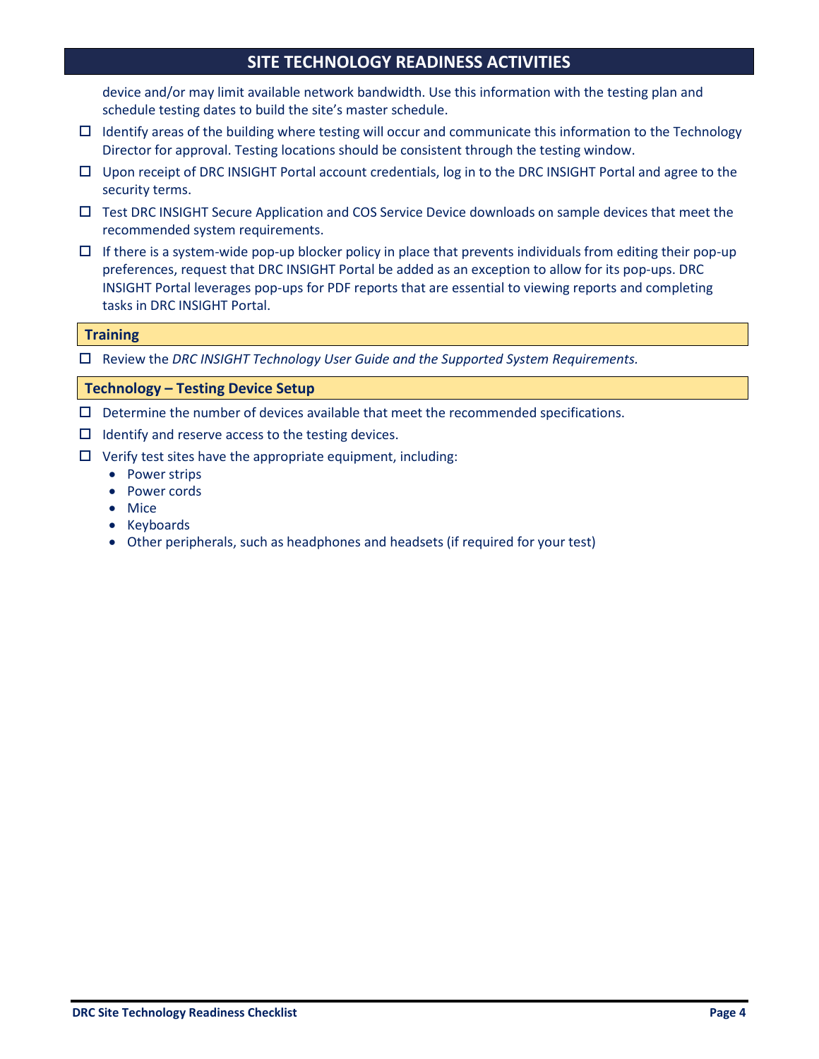## SITE TECHNOLOGY READINESS ACTIVITIES

device and/or may limit available network bandwidth. Use this information with the testing plan and schedule testing dates to build the site's master schedule.

- ☐ Identify areas of the building where testing will occur and communicate this information to the Technology Director for approval. Testing locations should be consistent through the testing window.
- ☐ Upon receipt of DRC INSIGHT Portal account credentials, log in to the DRC INSIGHT Portal and agree to the security terms.
- ☐ Test DRC INSIGHT Secure Application and COS Service Device downloads on sample devices that meet the recommended system requirements.
- ☐ If there is a system-wide pop-up blocker policy in place that prevents individuals from editing their pop-up preferences, request that DRC INSIGHT Portal be added as an exception to allow for its pop-ups. DRC INSIGHT Portal leverages pop-ups for PDF reports that are essential to viewing reports and completing tasks in DRC INSIGHT Portal.

### Training

- ☐ Review the *DRC INSIGHT Technology User Guide and the Supported System Requirements.*

### Technology – Testing Device Setup

- ☐ Determine the number of devices available that meet the recommended specifications.
- ☐ Identify and reserve access to the testing devices.
- ☐ Verify test sites have the appropriate equipment, including:
  - Power strips
  - Power cords
  - Mice
  - Keyboards
  - Other peripherals, such as headphones and headsets (if required for your test)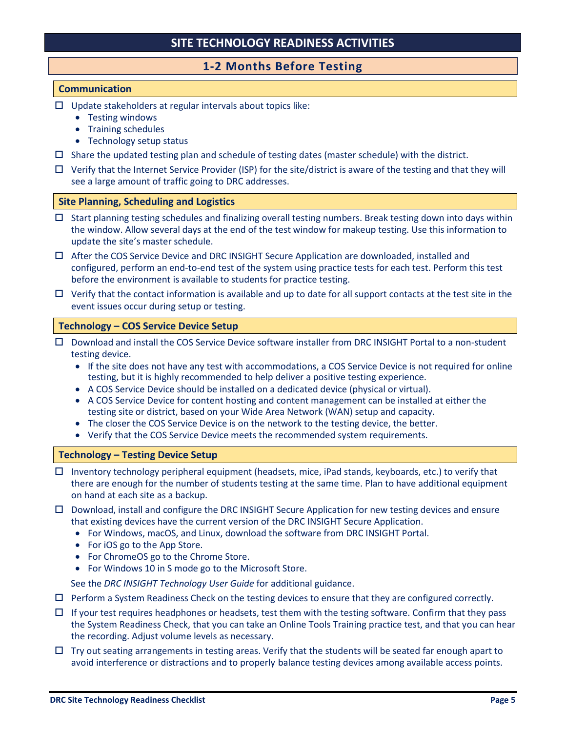# SITE TECHNOLOGY READINESS ACTIVITIES

## 1-2 Months Before Testing

### Communication

- ☐ Update stakeholders at regular intervals about topics like:
  - Testing windows
  - Training schedules
  - Technology setup status
- ☐ Share the updated testing plan and schedule of testing dates (master schedule) with the district.
- ☐ Verify that the Internet Service Provider (ISP) for the site/district is aware of the testing and that they will see a large amount of traffic going to DRC addresses.

### Site Planning, Scheduling and Logistics

- ☐ Start planning testing schedules and finalizing overall testing numbers. Break testing down into days within the window. Allow several days at the end of the test window for makeup testing. Use this information to update the site's master schedule.
- ☐ After the COS Service Device and DRC INSIGHT Secure Application are downloaded, installed and configured, perform an end-to-end test of the system using practice tests for each test. Perform this test before the environment is available to students for practice testing.
- ☐ Verify that the contact information is available and up to date for all support contacts at the test site in the event issues occur during setup or testing.

### Technology – COS Service Device Setup

- ☐ Download and install the COS Service Device software installer from DRC INSIGHT Portal to a non-student testing device.
  - If the site does not have any test with accommodations, a COS Service Device is not required for online testing, but it is highly recommended to help deliver a positive testing experience.
  - A COS Service Device should be installed on a dedicated device (physical or virtual).
  - A COS Service Device for content hosting and content management can be installed at either the testing site or district, based on your Wide Area Network (WAN) setup and capacity.
  - The closer the COS Service Device is on the network to the testing device, the better.
  - Verify that the COS Service Device meets the recommended system requirements.

### Technology – Testing Device Setup

- ☐ Inventory technology peripheral equipment (headsets, mice, iPad stands, keyboards, etc.) to verify that there are enough for the number of students testing at the same time. Plan to have additional equipment on hand at each site as a backup.
- ☐ Download, install and configure the DRC INSIGHT Secure Application for new testing devices and ensure that existing devices have the current version of the DRC INSIGHT Secure Application.
  - For Windows, macOS, and Linux, download the software from DRC INSIGHT Portal.
  - For iOS go to the App Store.
  - For ChromeOS go to the Chrome Store.
  - For Windows 10 in S mode go to the Microsoft Store.

  See the *DRC INSIGHT Technology User Guide* for additional guidance.
- ☐ Perform a System Readiness Check on the testing devices to ensure that they are configured correctly.
- ☐ If your test requires headphones or headsets, test them with the testing software. Confirm that they pass the System Readiness Check, that you can take an Online Tools Training practice test, and that you can hear the recording. Adjust volume levels as necessary.
- ☐ Try out seating arrangements in testing areas. Verify that the students will be seated far enough apart to avoid interference or distractions and to properly balance testing devices among available access points.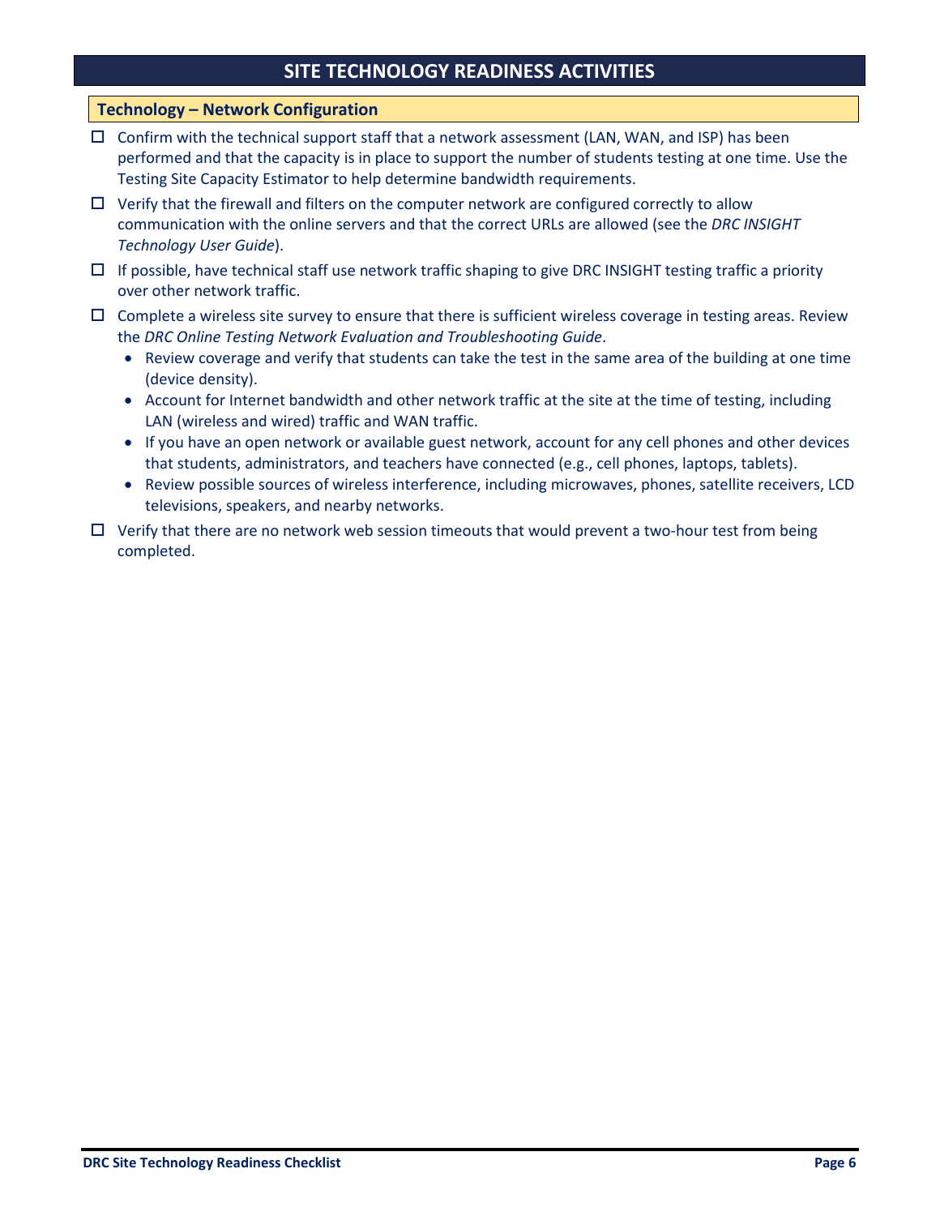## SITE TECHNOLOGY READINESS ACTIVITIES

### Technology – Network Configuration

- ☐ Confirm with the technical support staff that a network assessment (LAN, WAN, and ISP) has been performed and that the capacity is in place to support the number of students testing at one time. Use the Testing Site Capacity Estimator to help determine bandwidth requirements.
- ☐ Verify that the firewall and filters on the computer network are configured correctly to allow communication with the online servers and that the correct URLs are allowed (see the *DRC INSIGHT Technology User Guide*).
- ☐ If possible, have technical staff use network traffic shaping to give DRC INSIGHT testing traffic a priority over other network traffic.
- ☐ Complete a wireless site survey to ensure that there is sufficient wireless coverage in testing areas. Review the *DRC Online Testing Network Evaluation and Troubleshooting Guide*.
  - Review coverage and verify that students can take the test in the same area of the building at one time (device density).
  - Account for Internet bandwidth and other network traffic at the site at the time of testing, including LAN (wireless and wired) traffic and WAN traffic.
  - If you have an open network or available guest network, account for any cell phones and other devices that students, administrators, and teachers have connected (e.g., cell phones, laptops, tablets).
  - Review possible sources of wireless interference, including microwaves, phones, satellite receivers, LCD televisions, speakers, and nearby networks.
- ☐ Verify that there are no network web session timeouts that would prevent a two-hour test from being completed.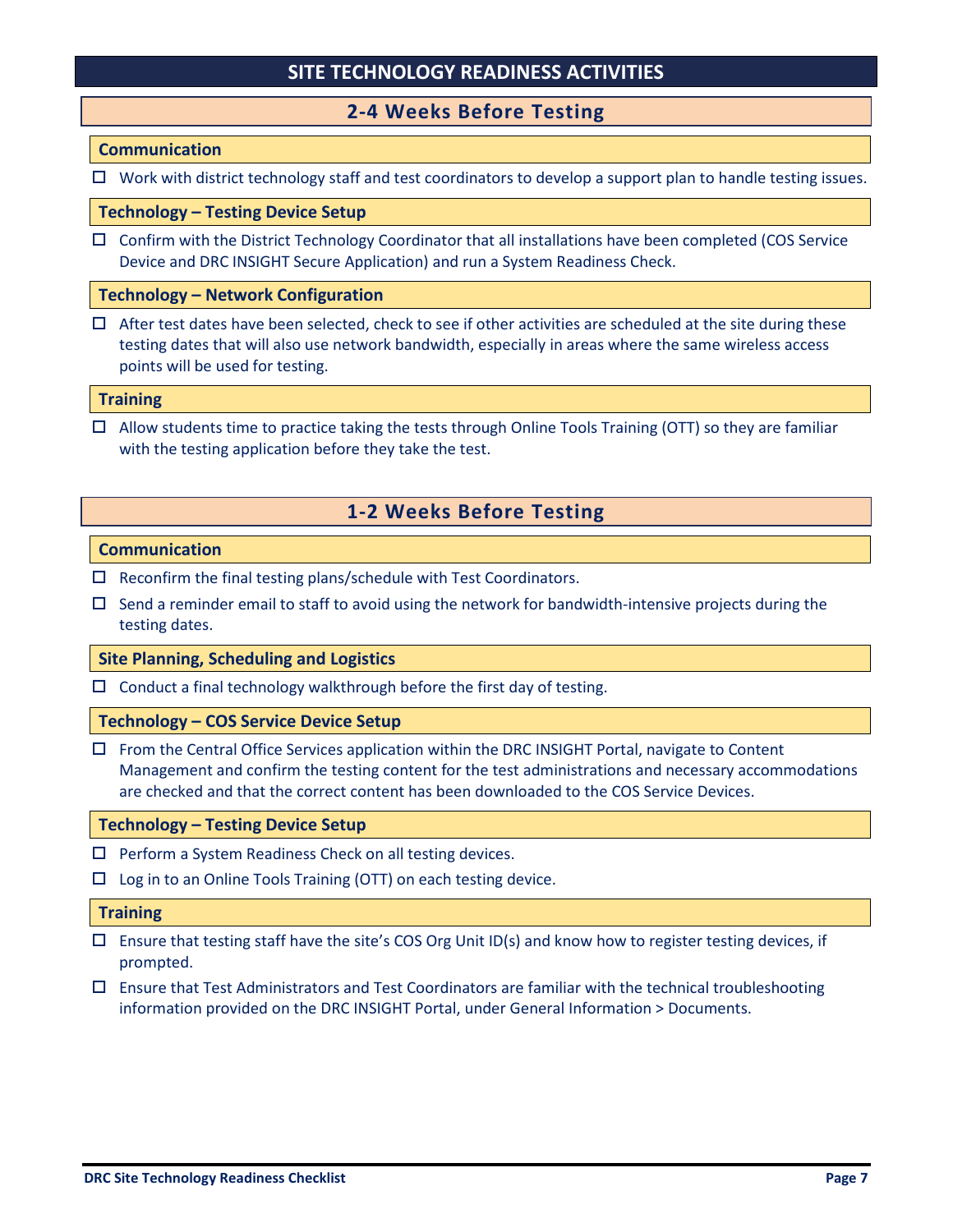# SITE TECHNOLOGY READINESS ACTIVITIES

## 2-4 Weeks Before Testing

### Communication

- ☐ Work with district technology staff and test coordinators to develop a support plan to handle testing issues.

### Technology – Testing Device Setup

- ☐ Confirm with the District Technology Coordinator that all installations have been completed (COS Service Device and DRC INSIGHT Secure Application) and run a System Readiness Check.

### Technology – Network Configuration

- ☐ After test dates have been selected, check to see if other activities are scheduled at the site during these testing dates that will also use network bandwidth, especially in areas where the same wireless access points will be used for testing.

### Training

- ☐ Allow students time to practice taking the tests through Online Tools Training (OTT) so they are familiar with the testing application before they take the test.

## 1-2 Weeks Before Testing

### Communication

- ☐ Reconfirm the final testing plans/schedule with Test Coordinators.
- ☐ Send a reminder email to staff to avoid using the network for bandwidth-intensive projects during the testing dates.

### Site Planning, Scheduling and Logistics

- ☐ Conduct a final technology walkthrough before the first day of testing.

### Technology – COS Service Device Setup

- ☐ From the Central Office Services application within the DRC INSIGHT Portal, navigate to Content Management and confirm the testing content for the test administrations and necessary accommodations are checked and that the correct content has been downloaded to the COS Service Devices.

### Technology – Testing Device Setup

- ☐ Perform a System Readiness Check on all testing devices.
- ☐ Log in to an Online Tools Training (OTT) on each testing device.

### Training

- ☐ Ensure that testing staff have the site's COS Org Unit ID(s) and know how to register testing devices, if prompted.
- ☐ Ensure that Test Administrators and Test Coordinators are familiar with the technical troubleshooting information provided on the DRC INSIGHT Portal, under General Information > Documents.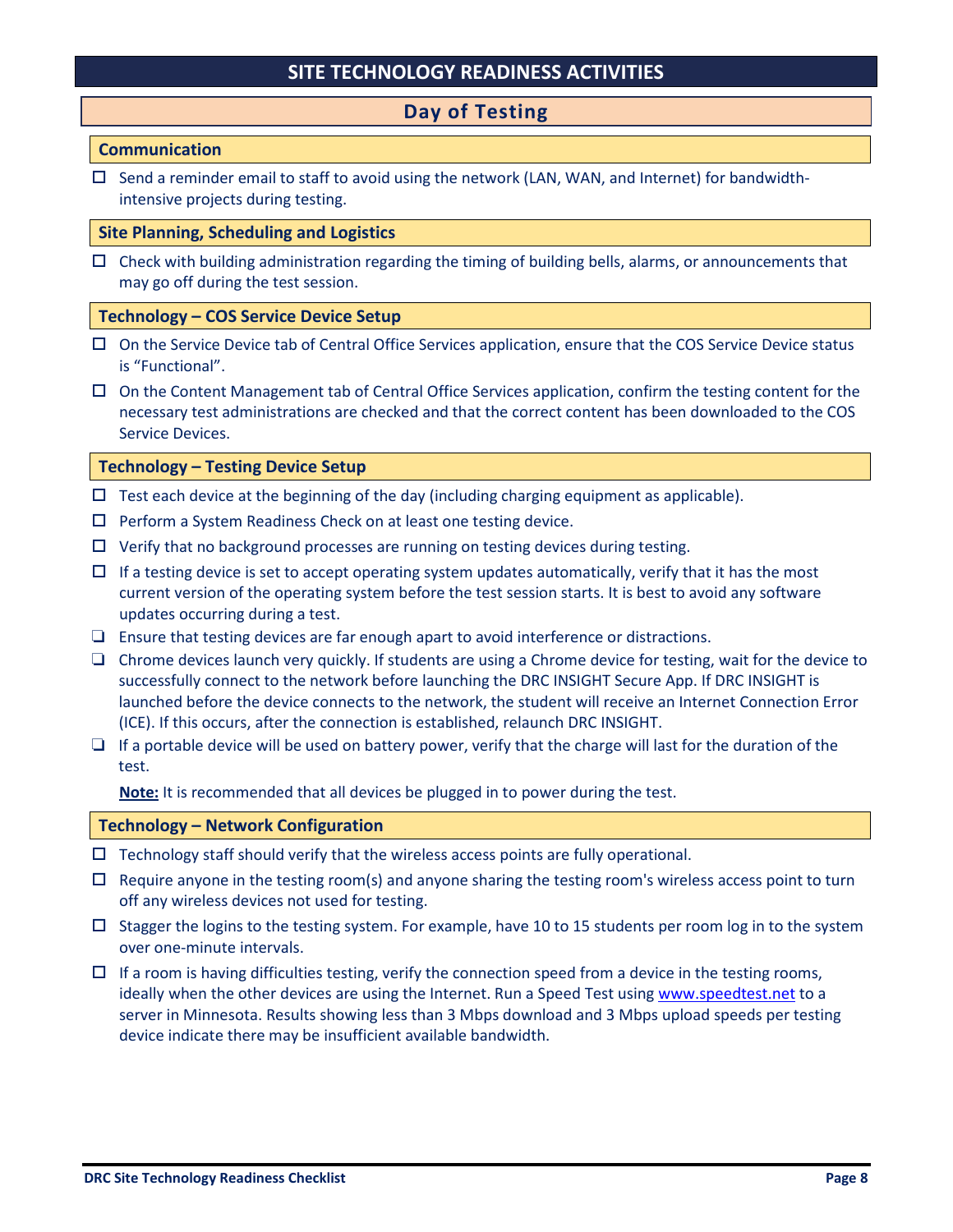# SITE TECHNOLOGY READINESS ACTIVITIES

## Day of Testing

### Communication

- ☐ Send a reminder email to staff to avoid using the network (LAN, WAN, and Internet) for bandwidth-intensive projects during testing.

### Site Planning, Scheduling and Logistics

- ☐ Check with building administration regarding the timing of building bells, alarms, or announcements that may go off during the test session.

### Technology – COS Service Device Setup

- ☐ On the Service Device tab of Central Office Services application, ensure that the COS Service Device status is "Functional".
- ☐ On the Content Management tab of Central Office Services application, confirm the testing content for the necessary test administrations are checked and that the correct content has been downloaded to the COS Service Devices.

### Technology – Testing Device Setup

- ☐ Test each device at the beginning of the day (including charging equipment as applicable).
- ☐ Perform a System Readiness Check on at least one testing device.
- ☐ Verify that no background processes are running on testing devices during testing.
- ☐ If a testing device is set to accept operating system updates automatically, verify that it has the most current version of the operating system before the test session starts. It is best to avoid any software updates occurring during a test.
- ☐ Ensure that testing devices are far enough apart to avoid interference or distractions.
- ☐ Chrome devices launch very quickly. If students are using a Chrome device for testing, wait for the device to successfully connect to the network before launching the DRC INSIGHT Secure App. If DRC INSIGHT is launched before the device connects to the network, the student will receive an Internet Connection Error (ICE). If this occurs, after the connection is established, relaunch DRC INSIGHT.
- ☐ If a portable device will be used on battery power, verify that the charge will last for the duration of the test.

  **Note:** It is recommended that all devices be plugged in to power during the test.

### Technology – Network Configuration

- ☐ Technology staff should verify that the wireless access points are fully operational.
- ☐ Require anyone in the testing room(s) and anyone sharing the testing room's wireless access point to turn off any wireless devices not used for testing.
- ☐ Stagger the logins to the testing system. For example, have 10 to 15 students per room log in to the system over one-minute intervals.
- ☐ If a room is having difficulties testing, verify the connection speed from a device in the testing rooms, ideally when the other devices are using the Internet. Run a Speed Test using www.speedtest.net to a server in Minnesota. Results showing less than 3 Mbps download and 3 Mbps upload speeds per testing device indicate there may be insufficient available bandwidth.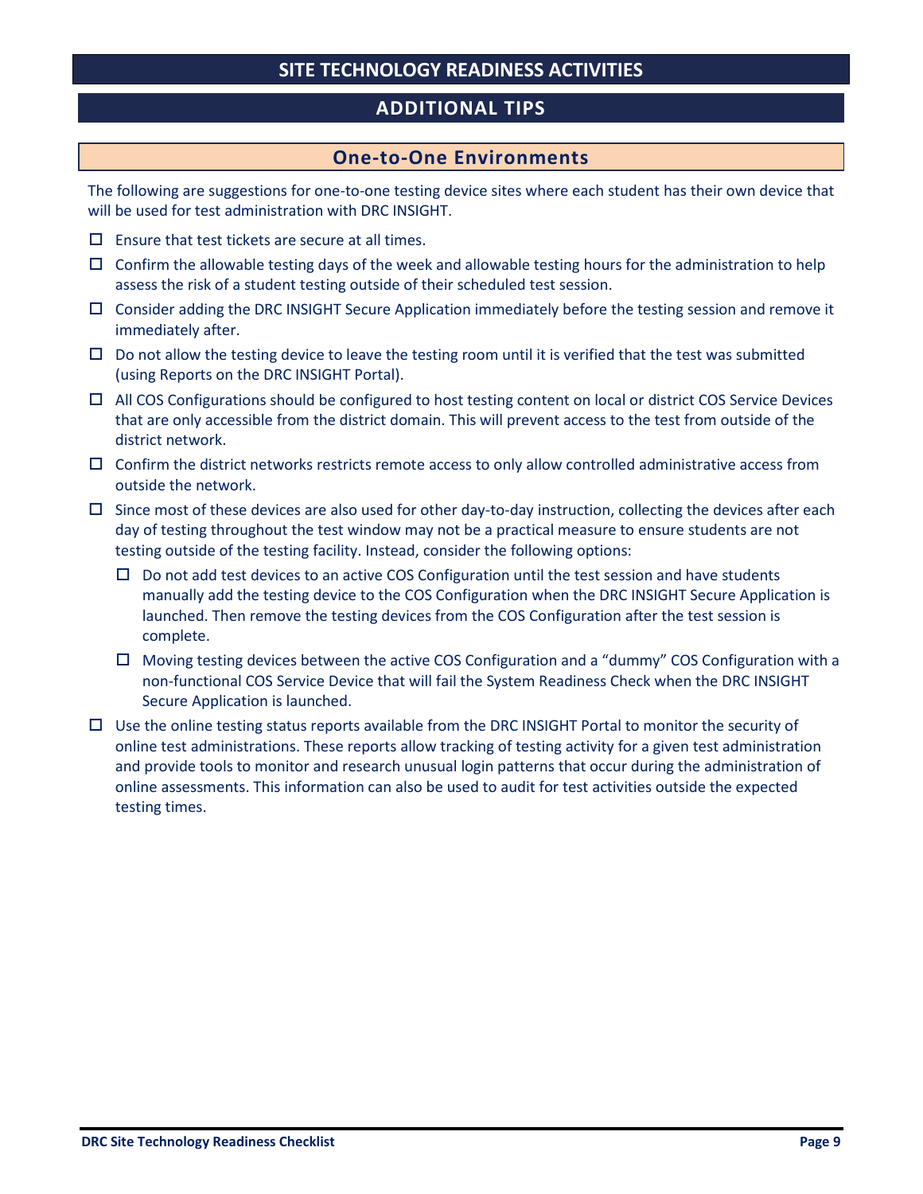# SITE TECHNOLOGY READINESS ACTIVITIES

## ADDITIONAL TIPS

### One-to-One Environments

The following are suggestions for one-to-one testing device sites where each student has their own device that will be used for test administration with DRC INSIGHT.

- ☐ Ensure that test tickets are secure at all times.
- ☐ Confirm the allowable testing days of the week and allowable testing hours for the administration to help assess the risk of a student testing outside of their scheduled test session.
- ☐ Consider adding the DRC INSIGHT Secure Application immediately before the testing session and remove it immediately after.
- ☐ Do not allow the testing device to leave the testing room until it is verified that the test was submitted (using Reports on the DRC INSIGHT Portal).
- ☐ All COS Configurations should be configured to host testing content on local or district COS Service Devices that are only accessible from the district domain. This will prevent access to the test from outside of the district network.
- ☐ Confirm the district networks restricts remote access to only allow controlled administrative access from outside the network.
- ☐ Since most of these devices are also used for other day-to-day instruction, collecting the devices after each day of testing throughout the test window may not be a practical measure to ensure students are not testing outside of the testing facility. Instead, consider the following options:
  - ☐ Do not add test devices to an active COS Configuration until the test session and have students manually add the testing device to the COS Configuration when the DRC INSIGHT Secure Application is launched. Then remove the testing devices from the COS Configuration after the test session is complete.
  - ☐ Moving testing devices between the active COS Configuration and a "dummy" COS Configuration with a non-functional COS Service Device that will fail the System Readiness Check when the DRC INSIGHT Secure Application is launched.
- ☐ Use the online testing status reports available from the DRC INSIGHT Portal to monitor the security of online test administrations. These reports allow tracking of testing activity for a given test administration and provide tools to monitor and research unusual login patterns that occur during the administration of online assessments. This information can also be used to audit for test activities outside the expected testing times.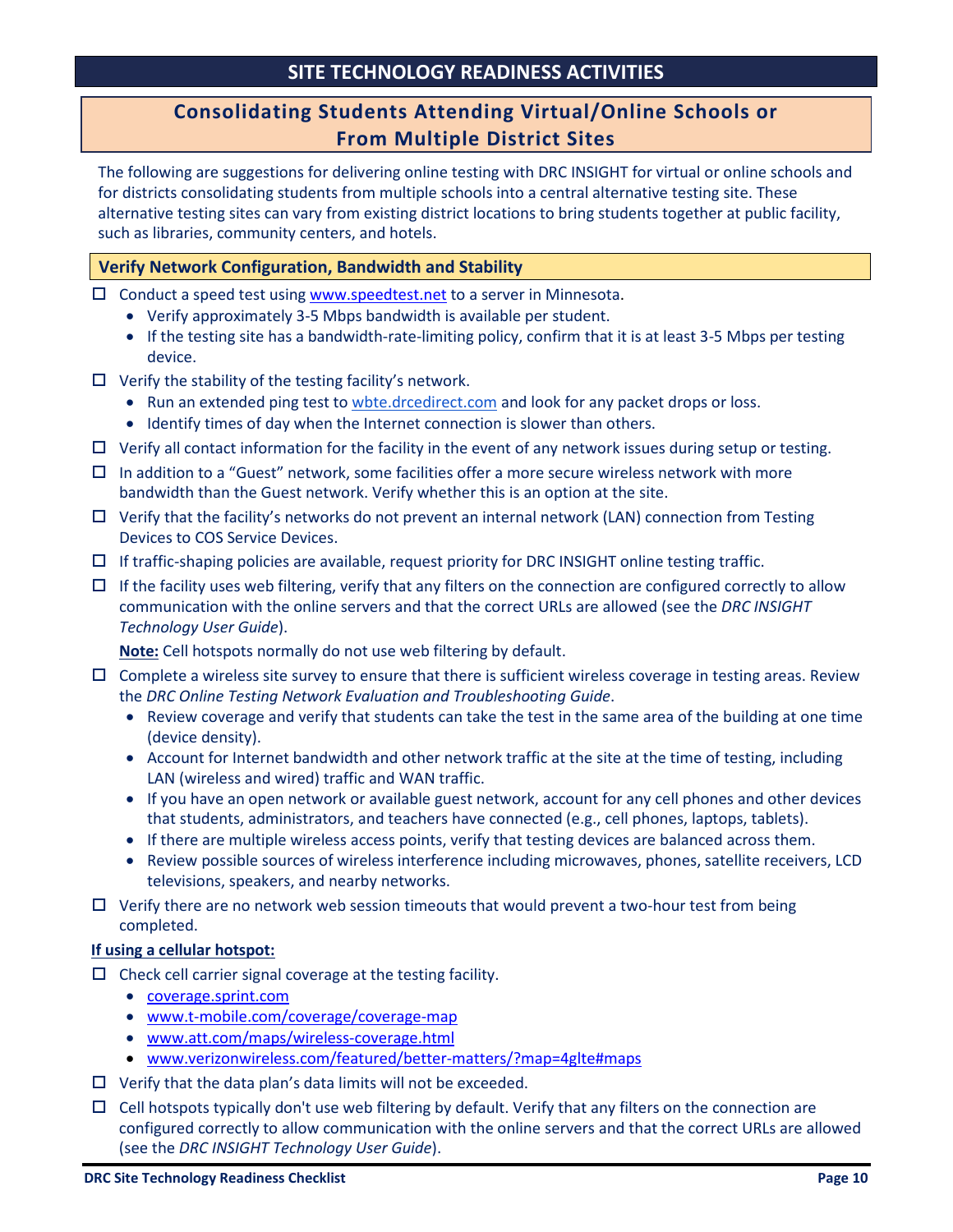# SITE TECHNOLOGY READINESS ACTIVITIES

## Consolidating Students Attending Virtual/Online Schools or From Multiple District Sites

The following are suggestions for delivering online testing with DRC INSIGHT for virtual or online schools and for districts consolidating students from multiple schools into a central alternative testing site. These alternative testing sites can vary from existing district locations to bring students together at public facility, such as libraries, community centers, and hotels.

### Verify Network Configuration, Bandwidth and Stability

- ☐ Conduct a speed test using www.speedtest.net to a server in Minnesota.
  - Verify approximately 3-5 Mbps bandwidth is available per student.
  - If the testing site has a bandwidth-rate-limiting policy, confirm that it is at least 3-5 Mbps per testing device.
- ☐ Verify the stability of the testing facility's network.
  - Run an extended ping test to wbte.drcedirect.com and look for any packet drops or loss.
  - Identify times of day when the Internet connection is slower than others.
- ☐ Verify all contact information for the facility in the event of any network issues during setup or testing.
- ☐ In addition to a "Guest" network, some facilities offer a more secure wireless network with more bandwidth than the Guest network. Verify whether this is an option at the site.
- ☐ Verify that the facility's networks do not prevent an internal network (LAN) connection from Testing Devices to COS Service Devices.
- ☐ If traffic-shaping policies are available, request priority for DRC INSIGHT online testing traffic.
- ☐ If the facility uses web filtering, verify that any filters on the connection are configured correctly to allow communication with the online servers and that the correct URLs are allowed (see the *DRC INSIGHT Technology User Guide*).

  **Note:** Cell hotspots normally do not use web filtering by default.
- ☐ Complete a wireless site survey to ensure that there is sufficient wireless coverage in testing areas. Review the *DRC Online Testing Network Evaluation and Troubleshooting Guide*.
  - Review coverage and verify that students can take the test in the same area of the building at one time (device density).
  - Account for Internet bandwidth and other network traffic at the site at the time of testing, including LAN (wireless and wired) traffic and WAN traffic.
  - If you have an open network or available guest network, account for any cell phones and other devices that students, administrators, and teachers have connected (e.g., cell phones, laptops, tablets).
  - If there are multiple wireless access points, verify that testing devices are balanced across them.
  - Review possible sources of wireless interference including microwaves, phones, satellite receivers, LCD televisions, speakers, and nearby networks.
- ☐ Verify there are no network web session timeouts that would prevent a two-hour test from being completed.

**If using a cellular hotspot:**

- ☐ Check cell carrier signal coverage at the testing facility.
  - coverage.sprint.com
  - www.t-mobile.com/coverage/coverage-map
  - www.att.com/maps/wireless-coverage.html
  - www.verizonwireless.com/featured/better-matters/?map=4glte#maps
- ☐ Verify that the data plan's data limits will not be exceeded.
- ☐ Cell hotspots typically don't use web filtering by default. Verify that any filters on the connection are configured correctly to allow communication with the online servers and that the correct URLs are allowed (see the *DRC INSIGHT Technology User Guide*).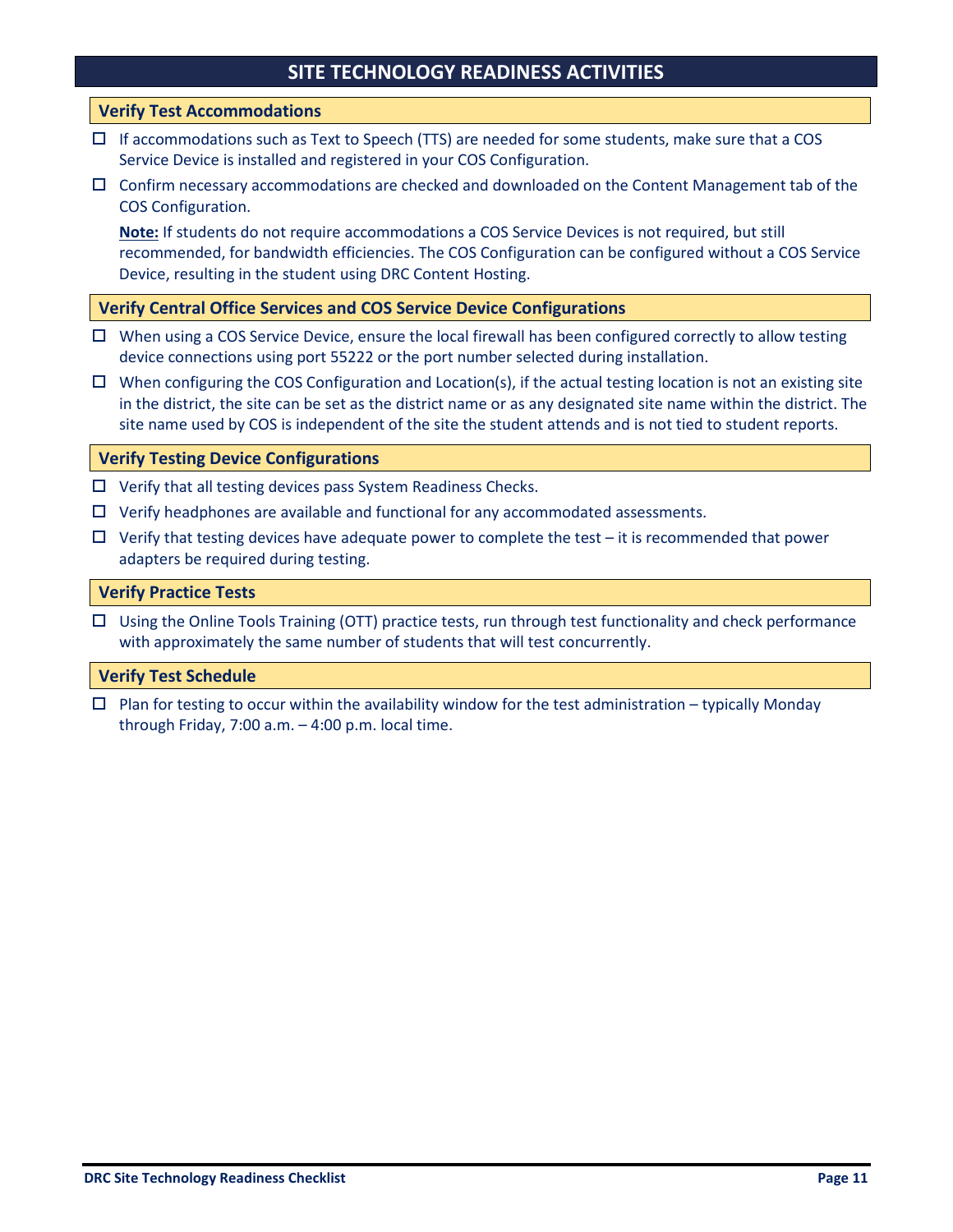# SITE TECHNOLOGY READINESS ACTIVITIES

## Verify Test Accommodations

- ☐ If accommodations such as Text to Speech (TTS) are needed for some students, make sure that a COS Service Device is installed and registered in your COS Configuration.
- ☐ Confirm necessary accommodations are checked and downloaded on the Content Management tab of the COS Configuration.

  **Note:** If students do not require accommodations a COS Service Devices is not required, but still recommended, for bandwidth efficiencies. The COS Configuration can be configured without a COS Service Device, resulting in the student using DRC Content Hosting.

## Verify Central Office Services and COS Service Device Configurations

- ☐ When using a COS Service Device, ensure the local firewall has been configured correctly to allow testing device connections using port 55222 or the port number selected during installation.
- ☐ When configuring the COS Configuration and Location(s), if the actual testing location is not an existing site in the district, the site can be set as the district name or as any designated site name within the district. The site name used by COS is independent of the site the student attends and is not tied to student reports.

## Verify Testing Device Configurations

- ☐ Verify that all testing devices pass System Readiness Checks.
- ☐ Verify headphones are available and functional for any accommodated assessments.
- ☐ Verify that testing devices have adequate power to complete the test – it is recommended that power adapters be required during testing.

## Verify Practice Tests

- ☐ Using the Online Tools Training (OTT) practice tests, run through test functionality and check performance with approximately the same number of students that will test concurrently.

## Verify Test Schedule

- ☐ Plan for testing to occur within the availability window for the test administration – typically Monday through Friday, 7:00 a.m. – 4:00 p.m. local time.